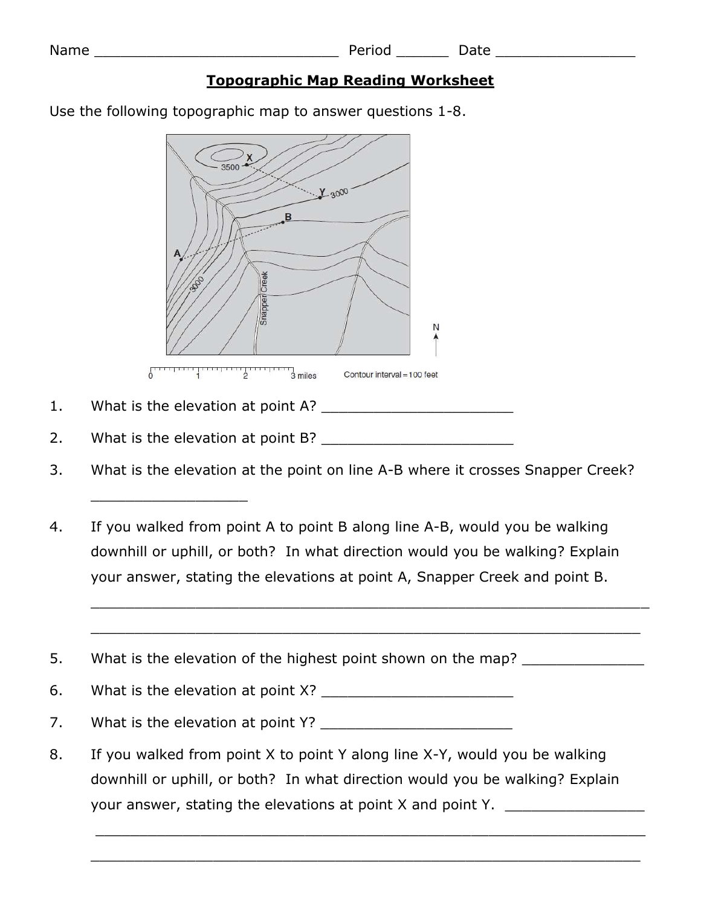Name ____________________________ Period ______ Date ________________

## Topographic Map Reading Worksheet

Use the following topographic map to answer questions 1-8.

1. What is the elevation at point A? ______________________

2. What is the elevation at point B? ______________________

3. What is the elevation at the point on line A-B where it crosses Snapper Creek? __________________

4. If you walked from point A to point B along line A-B, would you be walking downhill or uphill, or both? In what direction would you be walking? Explain your answer, stating the elevations at point A, Snapper Creek and point B.
_________________________________________________________________
_________________________________________________________________

5. What is the elevation of the highest point shown on the map? ______________

6. What is the elevation at point X? ______________________

7. What is the elevation at point Y? ______________________

8. If you walked from point X to point Y along line X-Y, would you be walking downhill or uphill, or both? In what direction would you be walking? Explain your answer, stating the elevations at point X and point Y. ________________
_________________________________________________________________
_________________________________________________________________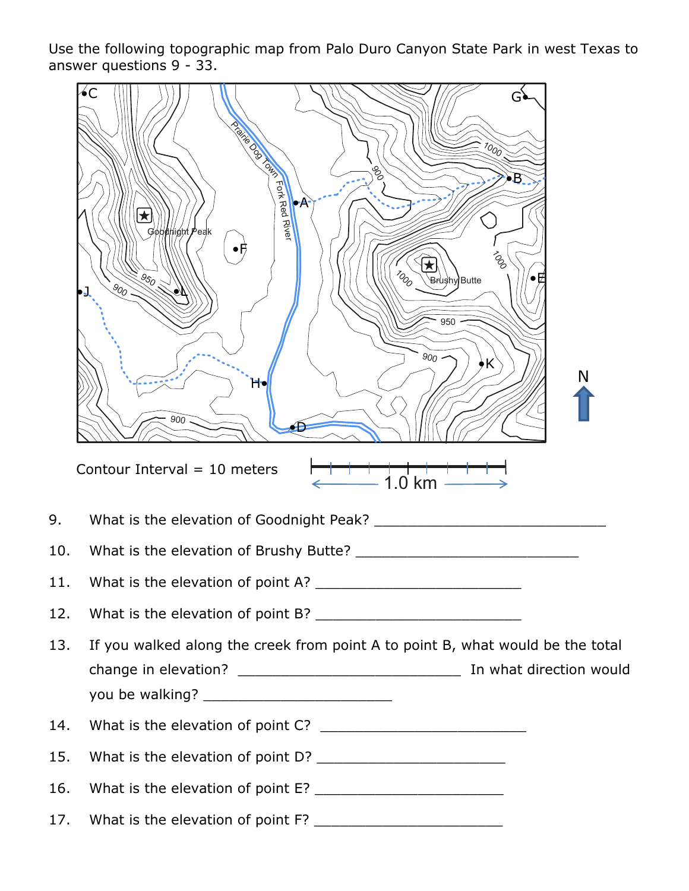Use the following topographic map from Palo Duro Canyon State Park in west Texas to answer questions 9 - 33.

Contour Interval = 10 meters

1.0 km

9. What is the elevation of Goodnight Peak? ____________________________

10. What is the elevation of Brushy Butte? ___________________________

11. What is the elevation of point A? _________________________

12. What is the elevation of point B? _________________________

13. If you walked along the creek from point A to point B, what would be the total change in elevation? ___________________________ In what direction would you be walking? _______________________

14. What is the elevation of point C? _________________________

15. What is the elevation of point D? _______________________

16. What is the elevation of point E? _______________________

17. What is the elevation of point F? _______________________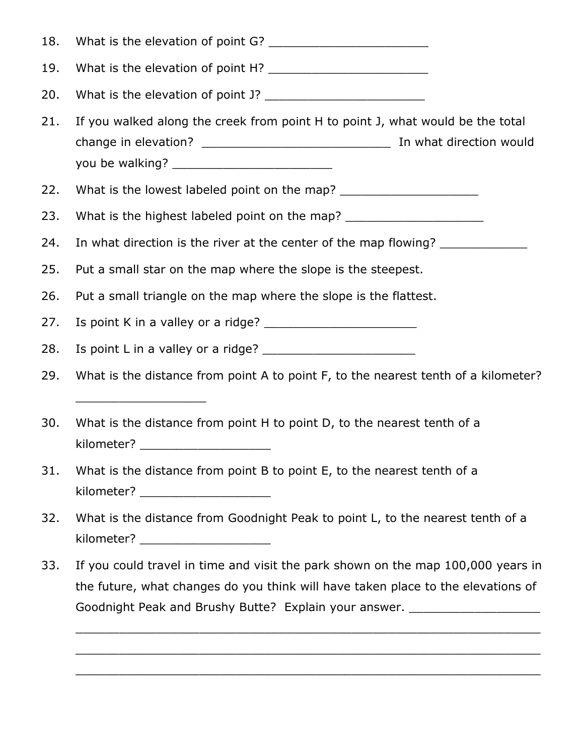18. What is the elevation of point G? ______________________

19. What is the elevation of point H? ______________________

20. What is the elevation of point J? ______________________

21. If you walked along the creek from point H to point J, what would be the total change in elevation? __________________________ In what direction would you be walking? ______________________

22. What is the lowest labeled point on the map? ___________________

23. What is the highest labeled point on the map? ___________________

24. In what direction is the river at the center of the map flowing? ____________

25. Put a small star on the map where the slope is the steepest.

26. Put a small triangle on the map where the slope is the flattest.

27. Is point K in a valley or a ridge? _____________________

28. Is point L in a valley or a ridge? _____________________

29. What is the distance from point A to point F, to the nearest tenth of a kilometer? __________________

30. What is the distance from point H to point D, to the nearest tenth of a kilometer? __________________

31. What is the distance from point B to point E, to the nearest tenth of a kilometer? __________________

32. What is the distance from Goodnight Peak to point L, to the nearest tenth of a kilometer? __________________

33. If you could travel in time and visit the park shown on the map 100,000 years in the future, what changes do you think will have taken place to the elevations of Goodnight Peak and Brushy Butte? Explain your answer. __________________

_______________________________________________________________

_______________________________________________________________

_______________________________________________________________